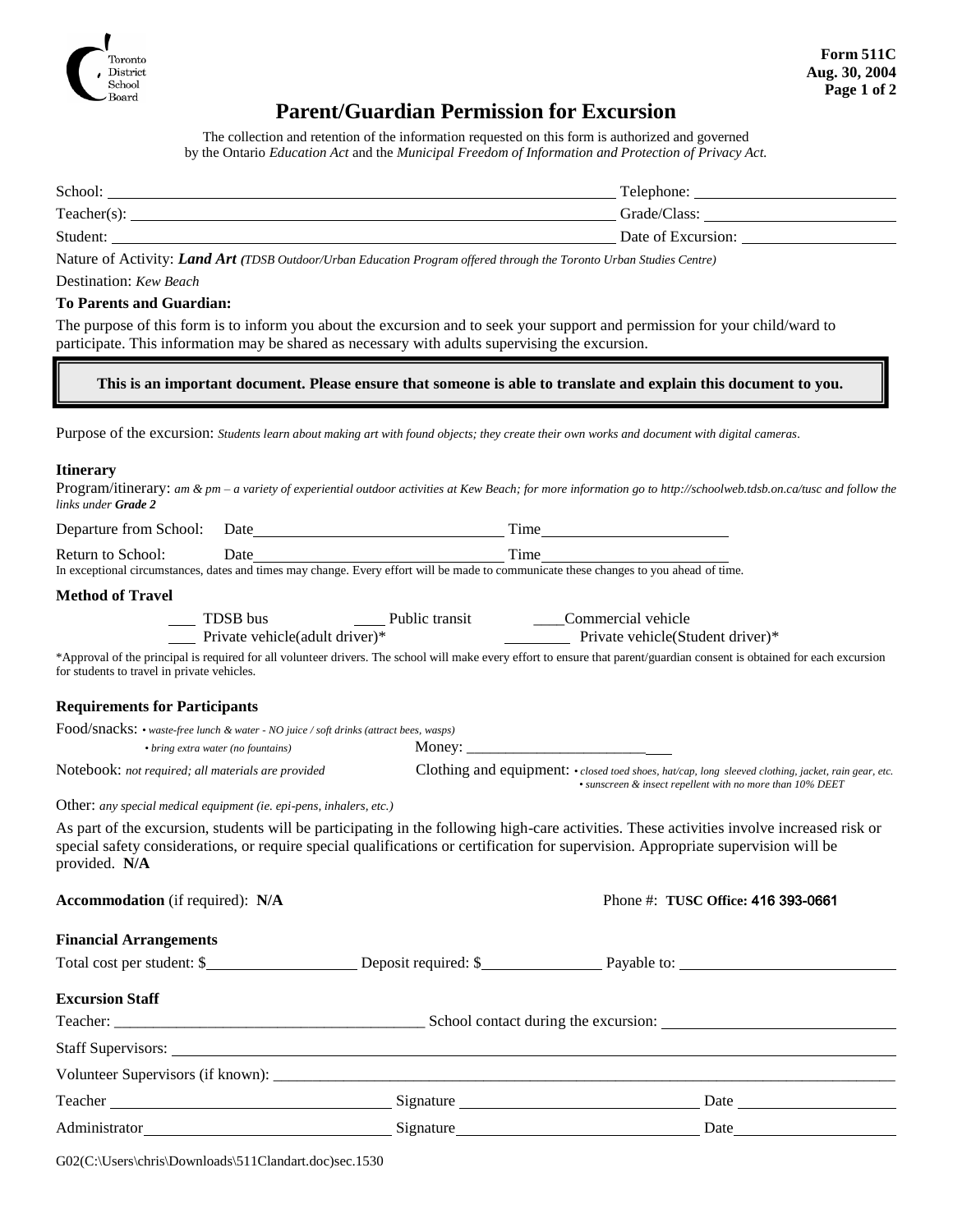Toronto District School Board

**Form 511C**
**Aug. 30, 2004**

# Parent/Guardian Permission for Excursion

The collection and retention of the information requested on this form is authorized and governed by the Ontario *Education Act* and the *Municipal Freedom of Information and Protection of Privacy Act.*

School: ______________________________ Telephone: ______________

Teacher(s): ______________________________ Grade/Class: ______________

Student: ______________________________ Date of Excursion: ______________

Nature of Activity: ***Land Art*** *(TDSB Outdoor/Urban Education Program offered through the Toronto Urban Studies Centre)*

Destination: *Kew Beach*

**To Parents and Guardian:**

The purpose of this form is to inform you about the excursion and to seek your support and permission for your child/ward to participate. This information may be shared as necessary with adults supervising the excursion.

**This is an important document. Please ensure that someone is able to translate and explain this document to you.**

Purpose of the excursion: *Students learn about making art with found objects; they create their own works and document with digital cameras.*

### Itinerary

Program/itinerary: *am & pm – a variety of experiential outdoor activities at Kew Beach; for more information go to http://schoolweb.tdsb.on.ca/tusc and follow the links under **Grade 2***

Departure from School: Date ______________ Time ______________

Return to School: Date ______________ Time ______________

In exceptional circumstances, dates and times may change. Every effort will be made to communicate these changes to you ahead of time.

### Method of Travel

___ TDSB bus ___ Public transit ___ Commercial vehicle

___ Private vehicle(adult driver)* ___ Private vehicle(Student driver)*

*Approval of the principal is required for all volunteer drivers. The school will make every effort to ensure that parent/guardian consent is obtained for each excursion for students to travel in private vehicles.

### Requirements for Participants

Food/snacks: *• waste-free lunch & water - NO juice / soft drinks (attract bees, wasps)*
*• bring extra water (no fountains)*

Money: ______________

Notebook: *not required; all materials are provided*

Clothing and equipment: *• closed toed shoes, hat/cap, long sleeved clothing, jacket, rain gear, etc.*
*• sunscreen & insect repellent with no more than 10% DEET*

Other: *any special medical equipment (ie. epi-pens, inhalers, etc.)*

As part of the excursion, students will be participating in the following high-care activities. These activities involve increased risk or special safety considerations, or require special qualifications or certification for supervision. Appropriate supervision will be provided. **N/A**

**Accommodation** (if required): **N/A** Phone #: **TUSC Office: 416 393-0661**

### Financial Arrangements

Total cost per student: $__________ Deposit required: $__________ Payable to: ______________

### Excursion Staff

Teacher: ______________ School contact during the excursion: ______________

Staff Supervisors: ______________________________

Volunteer Supervisors (if known): ______________________________

Teacher ______________ Signature ______________ Date ______________

Administrator ______________ Signature ______________ Date ______________

G02(C:\Users\chris\Downloads\511Clandart.doc)sec.1530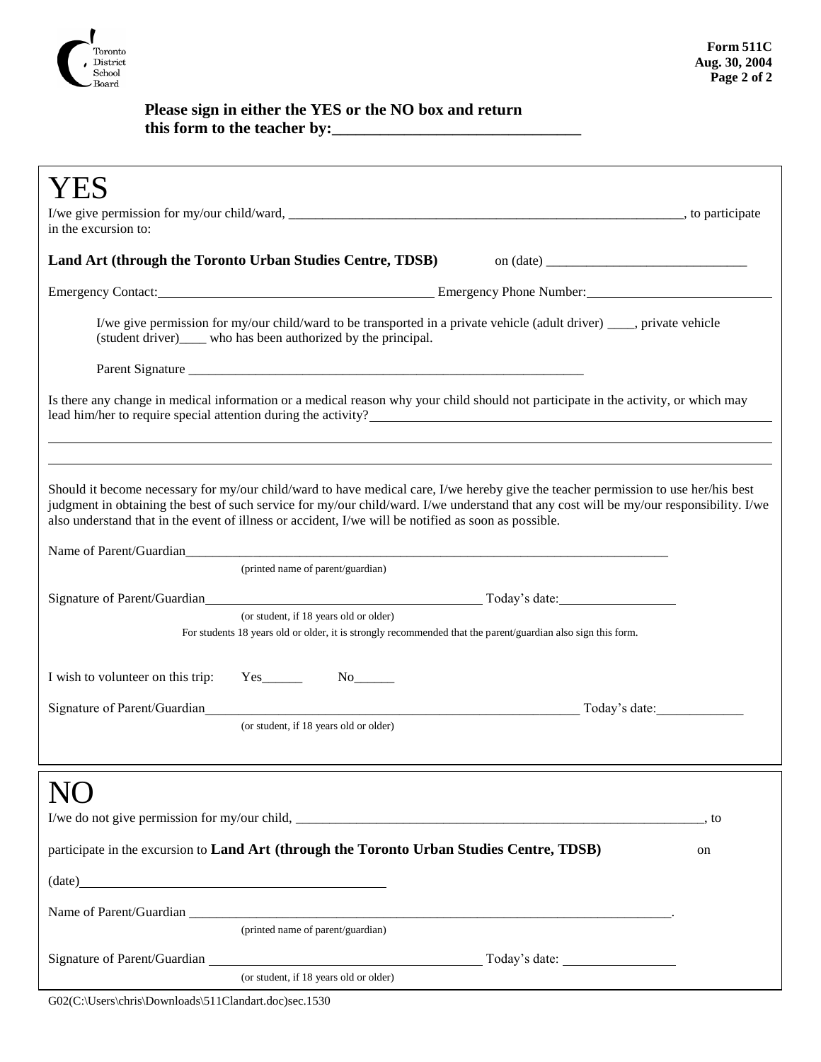**Please sign in either the YES or the NO box and return this form to the teacher by:______________________________**

# YES

I/we give permission for my/our child/ward, ____________________________________________________________, to participate in the excursion to:

**Land Art (through the Toronto Urban Studies Centre, TDSB)** on (date) ____________________________

Emergency Contact:________________________________________ Emergency Phone Number:__________________________

I/we give permission for my/our child/ward to be transported in a private vehicle (adult driver) ____, private vehicle (student driver)____ who has been authorized by the principal.

Parent Signature ____________________________________________________________

Is there any change in medical information or a medical reason why your child should not participate in the activity, or which may lead him/her to require special attention during the activity?______________________________________________________

______________________________________________________________________________________________________

______________________________________________________________________________________________________

Should it become necessary for my/our child/ward to have medical care, I/we hereby give the teacher permission to use her/his best judgment in obtaining the best of such service for my/our child/ward. I/we understand that any cost will be my/our responsibility. I/we also understand that in the event of illness or accident, I/we will be notified as soon as possible.

Name of Parent/Guardian___________________________________________________________________________
(printed name of parent/guardian)

Signature of Parent/Guardian_________________________________________ Today's date:_________________
(or student, if 18 years old or older)
For students 18 years old or older, it is strongly recommended that the parent/guardian also sign this form.

I wish to volunteer on this trip: Yes______ No______

Signature of Parent/Guardian__________________________________________________________ Today's date:_____________
(or student, if 18 years old or older)

# NO

I/we do not give permission for my/our child, _______________________________________________________________, to

participate in the excursion to **Land Art (through the Toronto Urban Studies Centre, TDSB)** on

(date)____________________________________________

Name of Parent/Guardian __________________________________________________________________________.
(printed name of parent/guardian)

Signature of Parent/Guardian _________________________________________ Today's date: _________________
(or student, if 18 years old or older)

G02(C:\Users\chris\Downloads\511Clandart.doc)sec.1530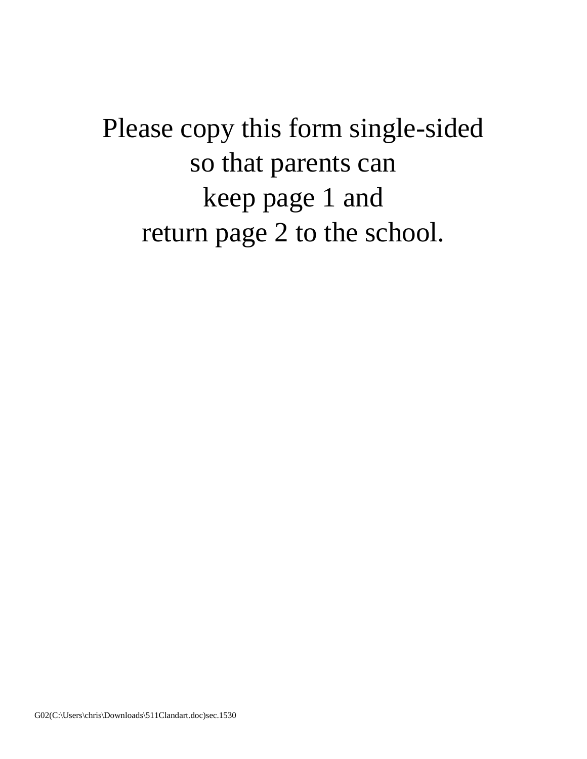Please copy this form single-sided
so that parents can
keep page 1 and
return page 2 to the school.